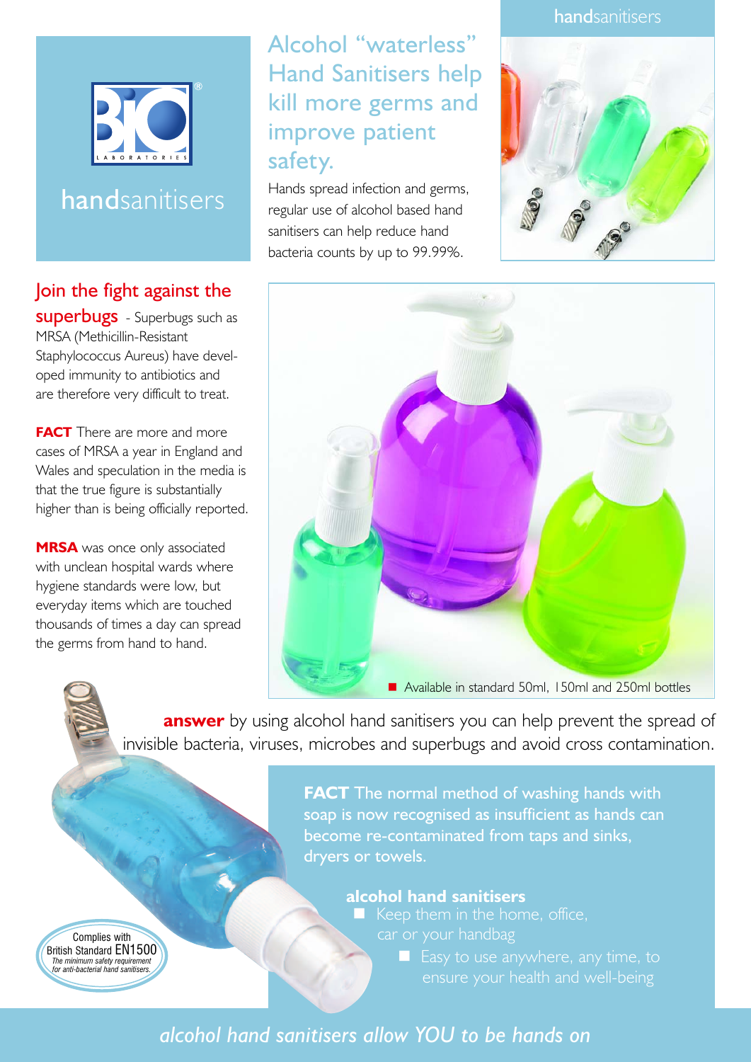BIO LABORATORIES

handsanitisers

# Alcohol "waterless" Hand Sanitisers help kill more germs and improve patient safety.

Hands spread infection and germs, regular use of alcohol based hand sanitisers can help reduce hand bacteria counts by up to 99.99%.

## Join the fight against the superbugs

- Superbugs such as MRSA (Methicillin-Resistant Staphylococcus Aureus) have developed immunity to antibiotics and are therefore very difficult to treat.

**FACT** There are more and more cases of MRSA a year in England and Wales and speculation in the media is that the true figure is substantially higher than is being officially reported.

**MRSA** was once only associated with unclean hospital wards where hygiene standards were low, but everyday items which are touched thousands of times a day can spread the germs from hand to hand.

- Available in standard 50ml, 150ml and 250ml bottles

**answer** by using alcohol hand sanitisers you can help prevent the spread of invisible bacteria, viruses, microbes and superbugs and avoid cross contamination.

**FACT** The normal method of washing hands with soap is now recognised as insufficient as hands can become re-contaminated from taps and sinks, dryers or towels.

**alcohol hand sanitisers**

- Keep them in the home, office, car or your handbag
- Easy to use anywhere, any time, to ensure your health and well-being

Complies with British Standard EN1500
*The minimum safety requirement for anti-bacterial hand sanitisers.*

*alcohol hand sanitisers allow YOU to be hands on*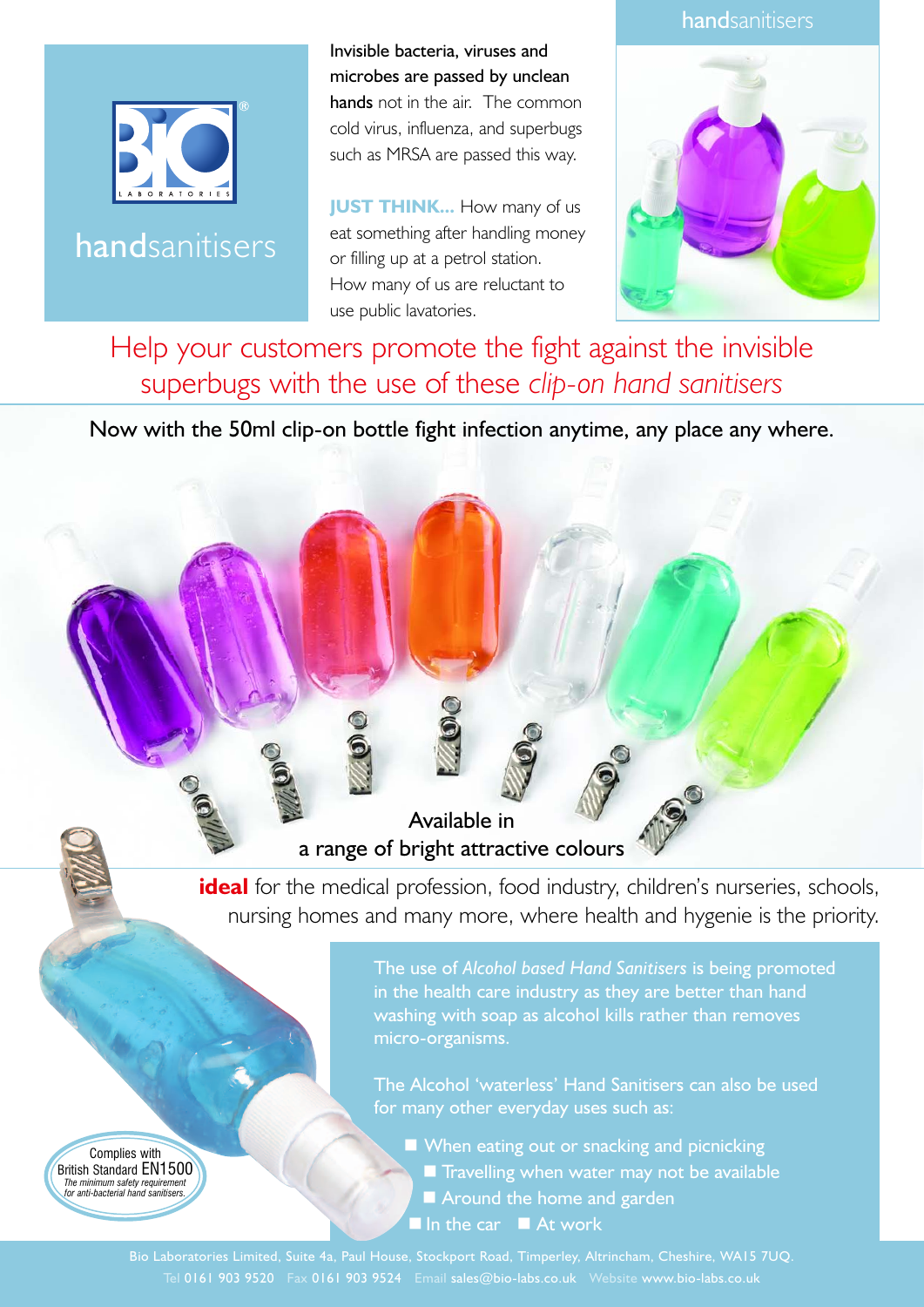# handsanitisers

BIO LABORATORIES

**Invisible bacteria, viruses and microbes are passed by unclean hands** not in the air. The common cold virus, influenza, and superbugs such as MRSA are passed this way.

**JUST THINK...** How many of us eat something after handling money or filling up at a petrol station. How many of us are reluctant to use public lavatories.

## Help your customers promote the fight against the invisible superbugs with the use of these *clip-on hand sanitisers*

Now with the 50ml clip-on bottle fight infection anytime, any place any where.

Available in a range of bright attractive colours

**ideal** for the medical profession, food industry, children's nurseries, schools, nursing homes and many more, where health and hygenie is the priority.

The use of *Alcohol based Hand Sanitisers* is being promoted in the health care industry as they are better than hand washing with soap as alcohol kills rather than removes micro-organisms.

The Alcohol 'waterless' Hand Sanitisers can also be used for many other everyday uses such as:

- When eating out or snacking and picnicking
- Travelling when water may not be available
- Around the home and garden
- In the car
- At work

Complies with British Standard EN1500
*The minimum safety requirement for anti-bacterial hand sanitisers.*

Bio Laboratories Limited, Suite 4a, Paul House, Stockport Road, Timperley, Altrincham, Cheshire, WA15 7UQ.
Tel 0161 903 9520 Fax 0161 903 9524 Email sales@bio-labs.co.uk Website www.bio-labs.co.uk